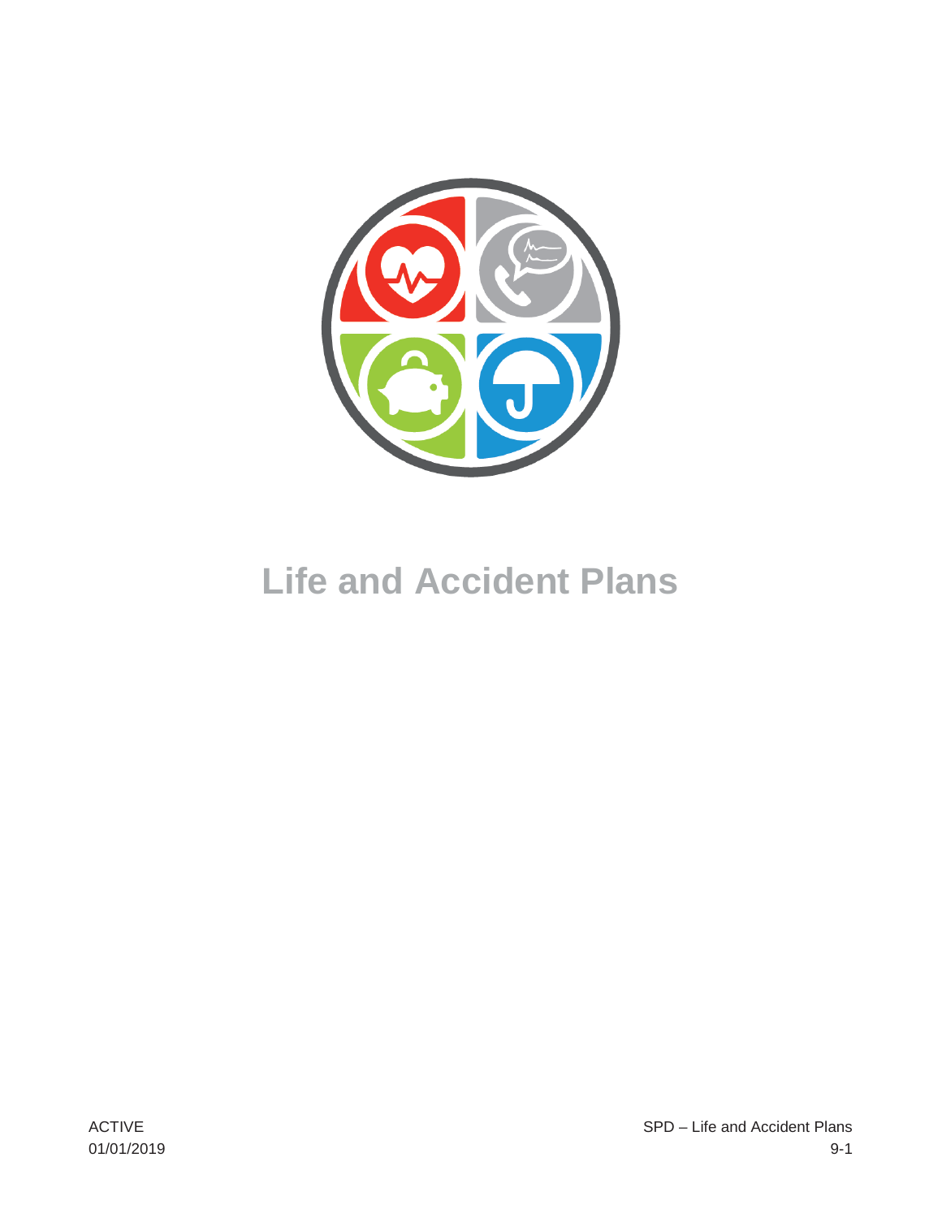# Life and Accident Plans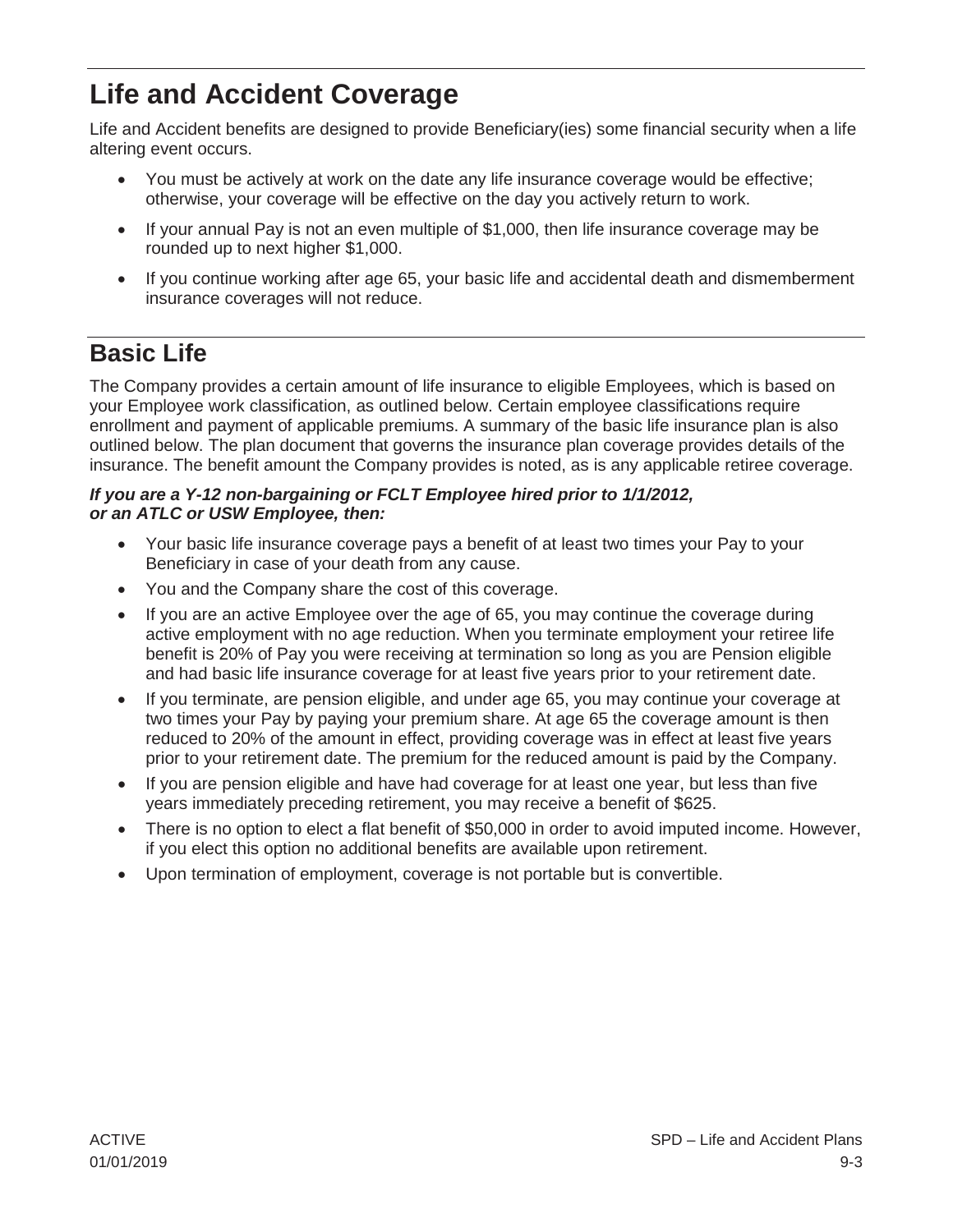# Life and Accident Coverage

Life and Accident benefits are designed to provide Beneficiary(ies) some financial security when a life altering event occurs.

- You must be actively at work on the date any life insurance coverage would be effective; otherwise, your coverage will be effective on the day you actively return to work.
- If your annual Pay is not an even multiple of $1,000, then life insurance coverage may be rounded up to next higher $1,000.
- If you continue working after age 65, your basic life and accidental death and dismemberment insurance coverages will not reduce.

## Basic Life

The Company provides a certain amount of life insurance to eligible Employees, which is based on your Employee work classification, as outlined below. Certain employee classifications require enrollment and payment of applicable premiums. A summary of the basic life insurance plan is also outlined below. The plan document that governs the insurance plan coverage provides details of the insurance. The benefit amount the Company provides is noted, as is any applicable retiree coverage.

***If you are a Y-12 non-bargaining or FCLT Employee hired prior to 1/1/2012, or an ATLC or USW Employee, then:***

- Your basic life insurance coverage pays a benefit of at least two times your Pay to your Beneficiary in case of your death from any cause.
- You and the Company share the cost of this coverage.
- If you are an active Employee over the age of 65, you may continue the coverage during active employment with no age reduction. When you terminate employment your retiree life benefit is 20% of Pay you were receiving at termination so long as you are Pension eligible and had basic life insurance coverage for at least five years prior to your retirement date.
- If you terminate, are pension eligible, and under age 65, you may continue your coverage at two times your Pay by paying your premium share. At age 65 the coverage amount is then reduced to 20% of the amount in effect, providing coverage was in effect at least five years prior to your retirement date. The premium for the reduced amount is paid by the Company.
- If you are pension eligible and have had coverage for at least one year, but less than five years immediately preceding retirement, you may receive a benefit of $625.
- There is no option to elect a flat benefit of $50,000 in order to avoid imputed income. However, if you elect this option no additional benefits are available upon retirement.
- Upon termination of employment, coverage is not portable but is convertible.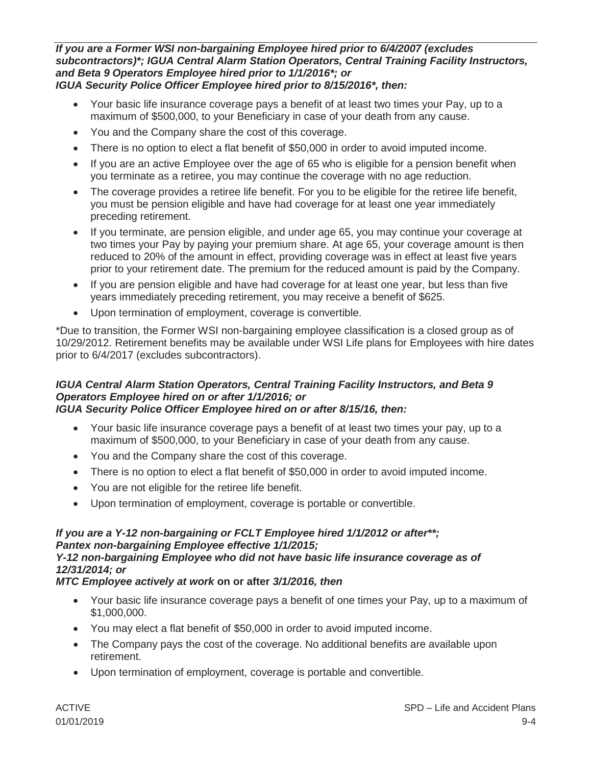***If you are a Former WSI non-bargaining Employee hired prior to 6/4/2007 (excludes subcontractors)\*; IGUA Central Alarm Station Operators, Central Training Facility Instructors, and Beta 9 Operators Employee hired prior to 1/1/2016\*; or IGUA Security Police Officer Employee hired prior to 8/15/2016\*, then:***

- Your basic life insurance coverage pays a benefit of at least two times your Pay, up to a maximum of $500,000, to your Beneficiary in case of your death from any cause.
- You and the Company share the cost of this coverage.
- There is no option to elect a flat benefit of $50,000 in order to avoid imputed income.
- If you are an active Employee over the age of 65 who is eligible for a pension benefit when you terminate as a retiree, you may continue the coverage with no age reduction.
- The coverage provides a retiree life benefit. For you to be eligible for the retiree life benefit, you must be pension eligible and have had coverage for at least one year immediately preceding retirement.
- If you terminate, are pension eligible, and under age 65, you may continue your coverage at two times your Pay by paying your premium share. At age 65, your coverage amount is then reduced to 20% of the amount in effect, providing coverage was in effect at least five years prior to your retirement date. The premium for the reduced amount is paid by the Company.
- If you are pension eligible and have had coverage for at least one year, but less than five years immediately preceding retirement, you may receive a benefit of $625.
- Upon termination of employment, coverage is convertible.

\*Due to transition, the Former WSI non-bargaining employee classification is a closed group as of 10/29/2012. Retirement benefits may be available under WSI Life plans for Employees with hire dates prior to 6/4/2017 (excludes subcontractors).

***IGUA Central Alarm Station Operators, Central Training Facility Instructors, and Beta 9 Operators Employee hired on or after 1/1/2016; or IGUA Security Police Officer Employee hired on or after 8/15/16, then:***

- Your basic life insurance coverage pays a benefit of at least two times your pay, up to a maximum of $500,000, to your Beneficiary in case of your death from any cause.
- You and the Company share the cost of this coverage.
- There is no option to elect a flat benefit of $50,000 in order to avoid imputed income.
- You are not eligible for the retiree life benefit.
- Upon termination of employment, coverage is portable or convertible.

***If you are a Y-12 non-bargaining or FCLT Employee hired 1/1/2012 or after\*\*; Pantex non-bargaining Employee effective 1/1/2015; Y-12 non-bargaining Employee who did not have basic life insurance coverage as of 12/31/2014; or MTC Employee actively at work* on or after *3/1/2016, then***

- Your basic life insurance coverage pays a benefit of one times your Pay, up to a maximum of $1,000,000.
- You may elect a flat benefit of $50,000 in order to avoid imputed income.
- The Company pays the cost of the coverage. No additional benefits are available upon retirement.
- Upon termination of employment, coverage is portable and convertible.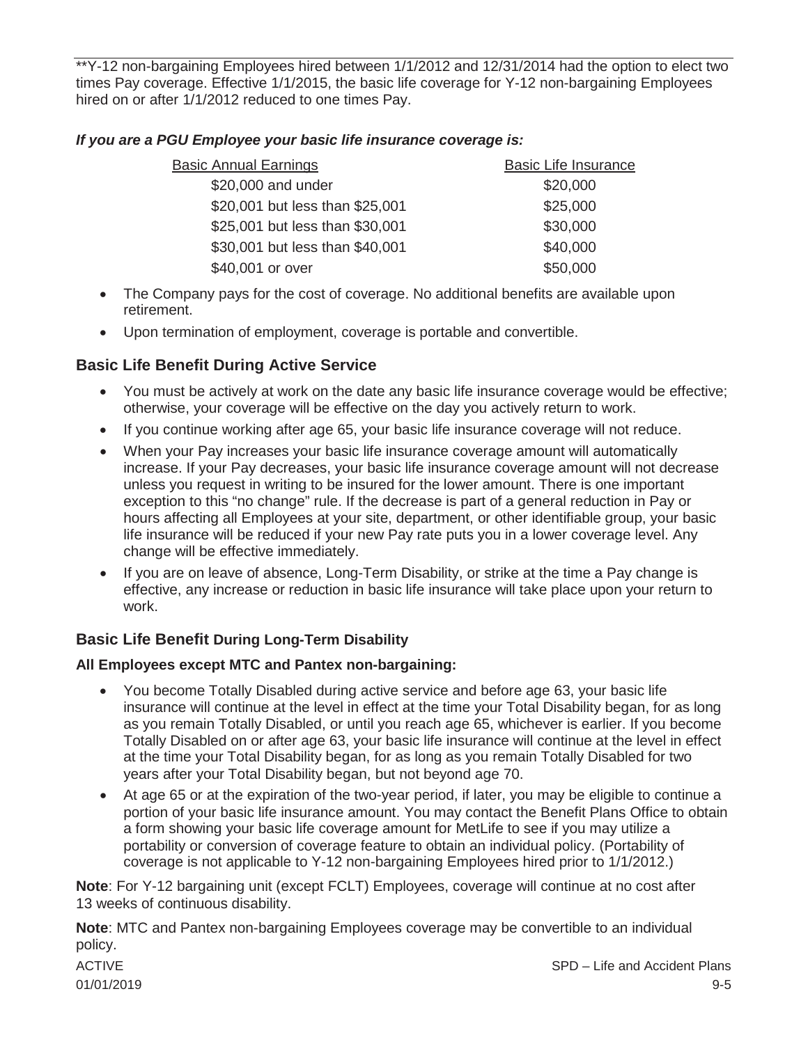**Y-12 non-bargaining Employees hired between 1/1/2012 and 12/31/2014 had the option to elect two times Pay coverage. Effective 1/1/2015, the basic life coverage for Y-12 non-bargaining Employees hired on or after 1/1/2012 reduced to one times Pay.

***If you are a PGU Employee your basic life insurance coverage is:***

| Basic Annual Earnings | Basic Life Insurance |
|---|---|
| $20,000 and under | $20,000 |
| $20,001 but less than $25,001 | $25,000 |
| $25,001 but less than $30,001 | $30,000 |
| $30,001 but less than $40,001 | $40,000 |
| $40,001 or over | $50,000 |

- The Company pays for the cost of coverage. No additional benefits are available upon retirement.
- Upon termination of employment, coverage is portable and convertible.

## Basic Life Benefit During Active Service

- You must be actively at work on the date any basic life insurance coverage would be effective; otherwise, your coverage will be effective on the day you actively return to work.
- If you continue working after age 65, your basic life insurance coverage will not reduce.
- When your Pay increases your basic life insurance coverage amount will automatically increase. If your Pay decreases, your basic life insurance coverage amount will not decrease unless you request in writing to be insured for the lower amount. There is one important exception to this "no change" rule. If the decrease is part of a general reduction in Pay or hours affecting all Employees at your site, department, or other identifiable group, your basic life insurance will be reduced if your new Pay rate puts you in a lower coverage level. Any change will be effective immediately.
- If you are on leave of absence, Long-Term Disability, or strike at the time a Pay change is effective, any increase or reduction in basic life insurance will take place upon your return to work.

## Basic Life Benefit During Long-Term Disability

**All Employees except MTC and Pantex non-bargaining:**

- You become Totally Disabled during active service and before age 63, your basic life insurance will continue at the level in effect at the time your Total Disability began, for as long as you remain Totally Disabled, or until you reach age 65, whichever is earlier. If you become Totally Disabled on or after age 63, your basic life insurance will continue at the level in effect at the time your Total Disability began, for as long as you remain Totally Disabled for two years after your Total Disability began, but not beyond age 70.
- At age 65 or at the expiration of the two-year period, if later, you may be eligible to continue a portion of your basic life insurance amount. You may contact the Benefit Plans Office to obtain a form showing your basic life coverage amount for MetLife to see if you may utilize a portability or conversion of coverage feature to obtain an individual policy. (Portability of coverage is not applicable to Y-12 non-bargaining Employees hired prior to 1/1/2012.)

**Note**: For Y-12 bargaining unit (except FCLT) Employees, coverage will continue at no cost after 13 weeks of continuous disability.

**Note**: MTC and Pantex non-bargaining Employees coverage may be convertible to an individual policy.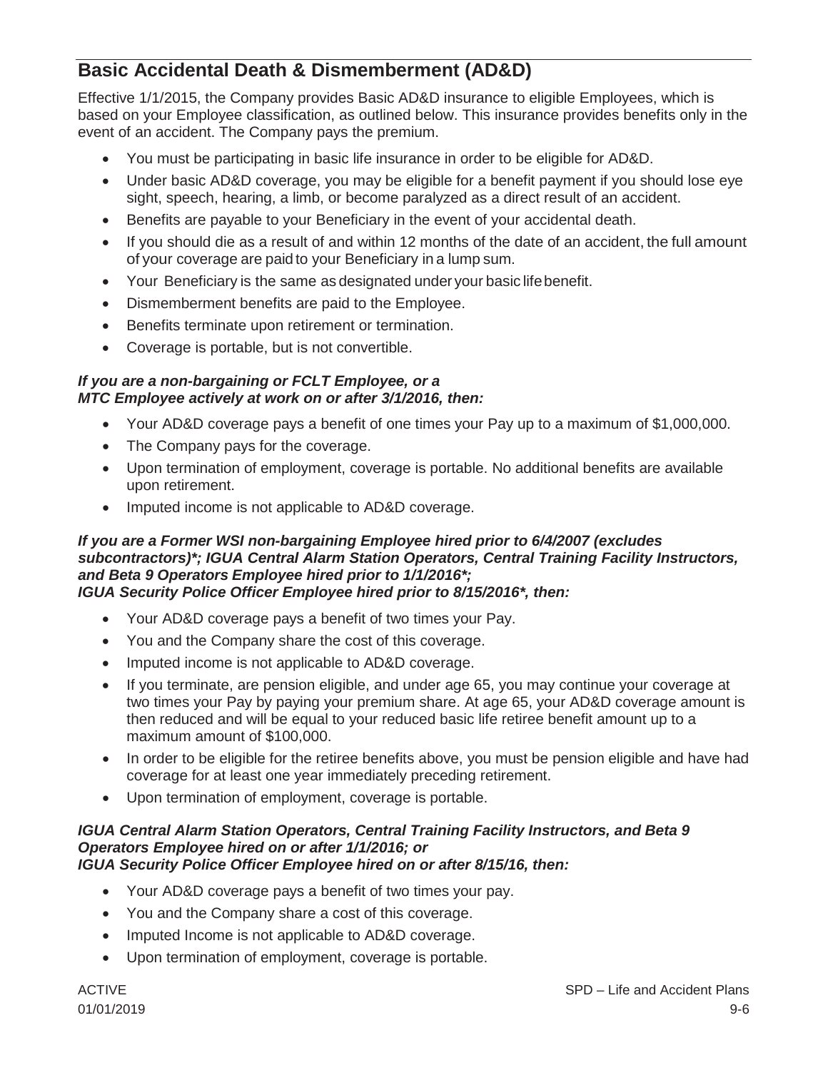## Basic Accidental Death & Dismemberment (AD&D)

Effective 1/1/2015, the Company provides Basic AD&D insurance to eligible Employees, which is based on your Employee classification, as outlined below. This insurance provides benefits only in the event of an accident. The Company pays the premium.

- You must be participating in basic life insurance in order to be eligible for AD&D.
- Under basic AD&D coverage, you may be eligible for a benefit payment if you should lose eye sight, speech, hearing, a limb, or become paralyzed as a direct result of an accident.
- Benefits are payable to your Beneficiary in the event of your accidental death.
- If you should die as a result of and within 12 months of the date of an accident, the full amount of your coverage are paid to your Beneficiary in a lump sum.
- Your Beneficiary is the same as designated under your basic life benefit.
- Dismemberment benefits are paid to the Employee.
- Benefits terminate upon retirement or termination.
- Coverage is portable, but is not convertible.

***If you are a non-bargaining or FCLT Employee, or a MTC Employee actively at work on or after 3/1/2016, then:***

- Your AD&D coverage pays a benefit of one times your Pay up to a maximum of $1,000,000.
- The Company pays for the coverage.
- Upon termination of employment, coverage is portable. No additional benefits are available upon retirement.
- Imputed income is not applicable to AD&D coverage.

***If you are a Former WSI non-bargaining Employee hired prior to 6/4/2007 (excludes subcontractors)*; IGUA Central Alarm Station Operators, Central Training Facility Instructors, and Beta 9 Operators Employee hired prior to 1/1/2016*; IGUA Security Police Officer Employee hired prior to 8/15/2016*, then:***

- Your AD&D coverage pays a benefit of two times your Pay.
- You and the Company share the cost of this coverage.
- Imputed income is not applicable to AD&D coverage.
- If you terminate, are pension eligible, and under age 65, you may continue your coverage at two times your Pay by paying your premium share. At age 65, your AD&D coverage amount is then reduced and will be equal to your reduced basic life retiree benefit amount up to a maximum amount of $100,000.
- In order to be eligible for the retiree benefits above, you must be pension eligible and have had coverage for at least one year immediately preceding retirement.
- Upon termination of employment, coverage is portable.

***IGUA Central Alarm Station Operators, Central Training Facility Instructors, and Beta 9 Operators Employee hired on or after 1/1/2016; or IGUA Security Police Officer Employee hired on or after 8/15/16, then:***

- Your AD&D coverage pays a benefit of two times your pay.
- You and the Company share a cost of this coverage.
- Imputed Income is not applicable to AD&D coverage.
- Upon termination of employment, coverage is portable.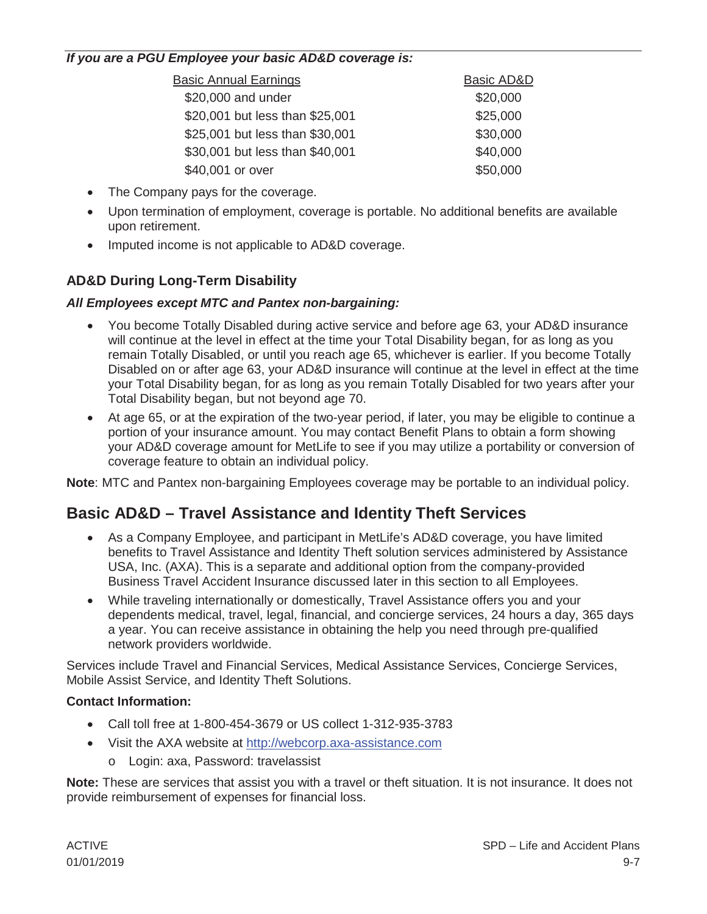***If you are a PGU Employee your basic AD&D coverage is:***

| Basic Annual Earnings | Basic AD&D |
| --- | --- |
| $20,000 and under | $20,000 |
| $20,001 but less than $25,001 | $25,000 |
| $25,001 but less than $30,001 | $30,000 |
| $30,001 but less than $40,001 | $40,000 |
| $40,001 or over | $50,000 |

- The Company pays for the coverage.
- Upon termination of employment, coverage is portable. No additional benefits are available upon retirement.
- Imputed income is not applicable to AD&D coverage.

### AD&D During Long-Term Disability

***All Employees except MTC and Pantex non-bargaining:***

- You become Totally Disabled during active service and before age 63, your AD&D insurance will continue at the level in effect at the time your Total Disability began, for as long as you remain Totally Disabled, or until you reach age 65, whichever is earlier. If you become Totally Disabled on or after age 63, your AD&D insurance will continue at the level in effect at the time your Total Disability began, for as long as you remain Totally Disabled for two years after your Total Disability began, but not beyond age 70.
- At age 65, or at the expiration of the two-year period, if later, you may be eligible to continue a portion of your insurance amount. You may contact Benefit Plans to obtain a form showing your AD&D coverage amount for MetLife to see if you may utilize a portability or conversion of coverage feature to obtain an individual policy.

**Note**: MTC and Pantex non-bargaining Employees coverage may be portable to an individual policy.

## Basic AD&D – Travel Assistance and Identity Theft Services

- As a Company Employee, and participant in MetLife's AD&D coverage, you have limited benefits to Travel Assistance and Identity Theft solution services administered by Assistance USA, Inc. (AXA). This is a separate and additional option from the company-provided Business Travel Accident Insurance discussed later in this section to all Employees.
- While traveling internationally or domestically, Travel Assistance offers you and your dependents medical, travel, legal, financial, and concierge services, 24 hours a day, 365 days a year. You can receive assistance in obtaining the help you need through pre-qualified network providers worldwide.

Services include Travel and Financial Services, Medical Assistance Services, Concierge Services, Mobile Assist Service, and Identity Theft Solutions.

**Contact Information:**

- Call toll free at 1-800-454-3679 or US collect 1-312-935-3783
- Visit the AXA website at http://webcorp.axa-assistance.com
  - Login: axa, Password: travelassist

**Note:** These are services that assist you with a travel or theft situation. It is not insurance. It does not provide reimbursement of expenses for financial loss.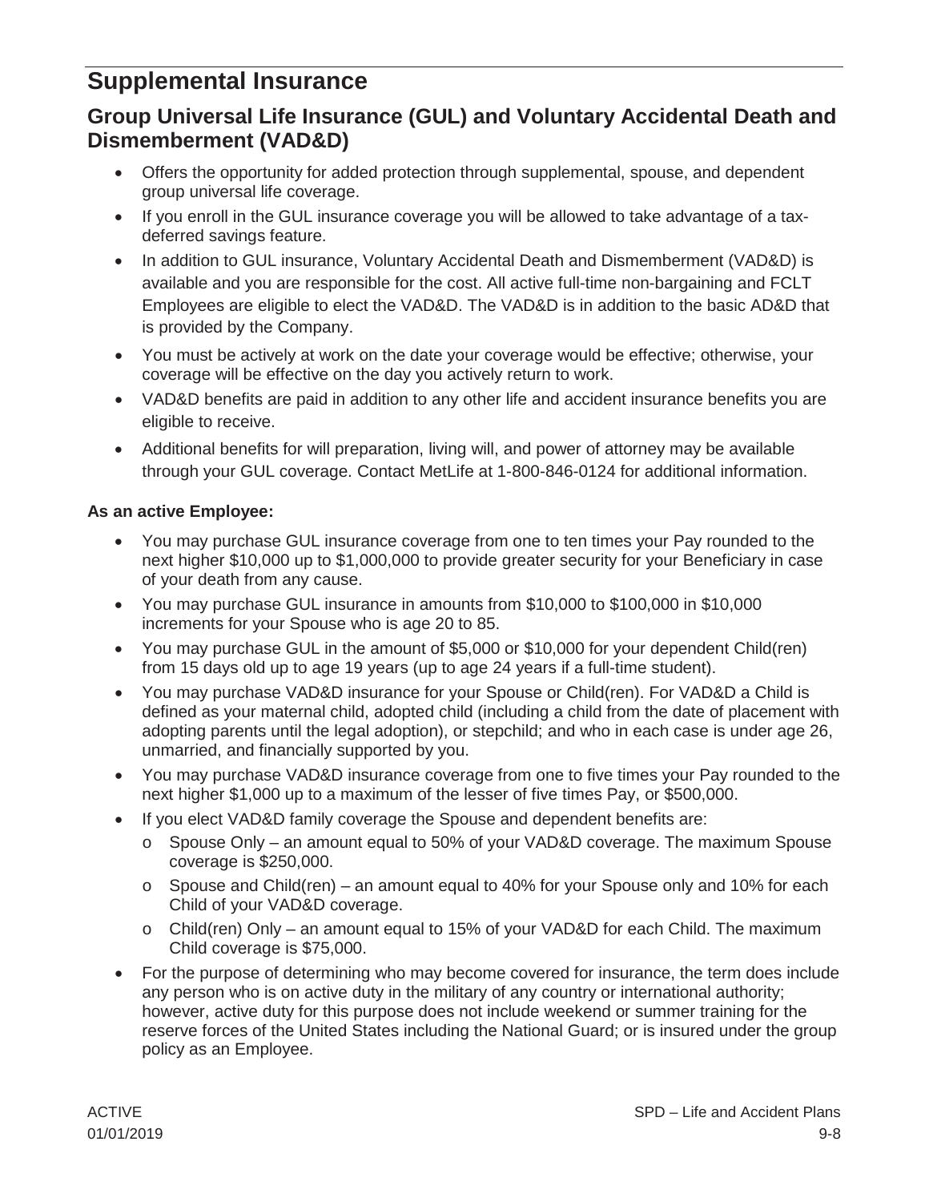# Supplemental Insurance

## Group Universal Life Insurance (GUL) and Voluntary Accidental Death and Dismemberment (VAD&D)

- Offers the opportunity for added protection through supplemental, spouse, and dependent group universal life coverage.
- If you enroll in the GUL insurance coverage you will be allowed to take advantage of a tax-deferred savings feature.
- In addition to GUL insurance, Voluntary Accidental Death and Dismemberment (VAD&D) is available and you are responsible for the cost. All active full-time non-bargaining and FCLT Employees are eligible to elect the VAD&D. The VAD&D is in addition to the basic AD&D that is provided by the Company.
- You must be actively at work on the date your coverage would be effective; otherwise, your coverage will be effective on the day you actively return to work.
- VAD&D benefits are paid in addition to any other life and accident insurance benefits you are eligible to receive.
- Additional benefits for will preparation, living will, and power of attorney may be available through your GUL coverage. Contact MetLife at 1-800-846-0124 for additional information.

**As an active Employee:**

- You may purchase GUL insurance coverage from one to ten times your Pay rounded to the next higher $10,000 up to $1,000,000 to provide greater security for your Beneficiary in case of your death from any cause.
- You may purchase GUL insurance in amounts from $10,000 to $100,000 in $10,000 increments for your Spouse who is age 20 to 85.
- You may purchase GUL in the amount of $5,000 or $10,000 for your dependent Child(ren) from 15 days old up to age 19 years (up to age 24 years if a full-time student).
- You may purchase VAD&D insurance for your Spouse or Child(ren). For VAD&D a Child is defined as your maternal child, adopted child (including a child from the date of placement with adopting parents until the legal adoption), or stepchild; and who in each case is under age 26, unmarried, and financially supported by you.
- You may purchase VAD&D insurance coverage from one to five times your Pay rounded to the next higher $1,000 up to a maximum of the lesser of five times Pay, or $500,000.
- If you elect VAD&D family coverage the Spouse and dependent benefits are:
  - Spouse Only – an amount equal to 50% of your VAD&D coverage. The maximum Spouse coverage is $250,000.
  - Spouse and Child(ren) – an amount equal to 40% for your Spouse only and 10% for each Child of your VAD&D coverage.
  - Child(ren) Only – an amount equal to 15% of your VAD&D for each Child. The maximum Child coverage is $75,000.
- For the purpose of determining who may become covered for insurance, the term does include any person who is on active duty in the military of any country or international authority; however, active duty for this purpose does not include weekend or summer training for the reserve forces of the United States including the National Guard; or is insured under the group policy as an Employee.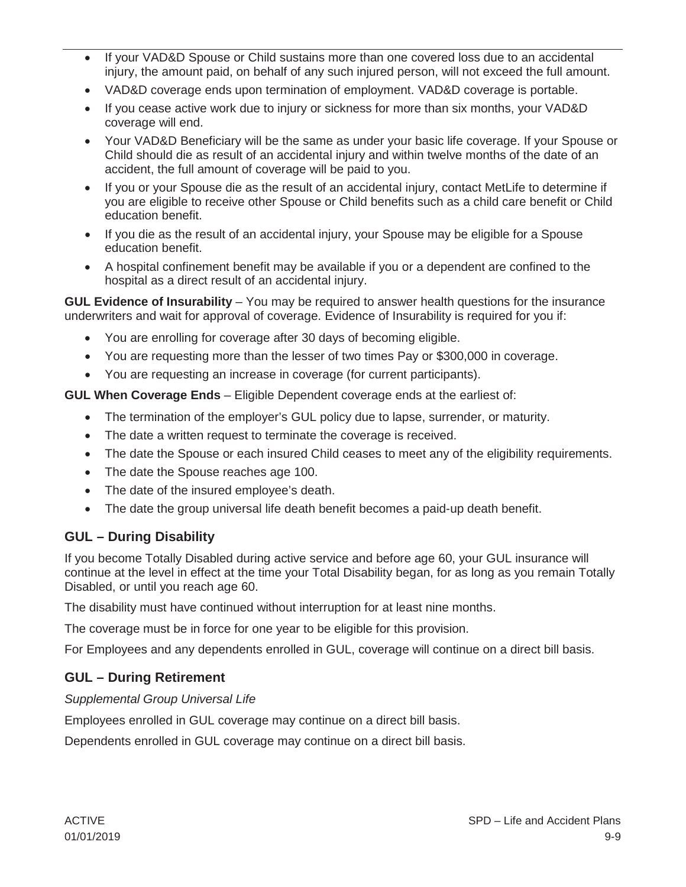- If your VAD&D Spouse or Child sustains more than one covered loss due to an accidental injury, the amount paid, on behalf of any such injured person, will not exceed the full amount.
- VAD&D coverage ends upon termination of employment. VAD&D coverage is portable.
- If you cease active work due to injury or sickness for more than six months, your VAD&D coverage will end.
- Your VAD&D Beneficiary will be the same as under your basic life coverage. If your Spouse or Child should die as result of an accidental injury and within twelve months of the date of an accident, the full amount of coverage will be paid to you.
- If you or your Spouse die as the result of an accidental injury, contact MetLife to determine if you are eligible to receive other Spouse or Child benefits such as a child care benefit or Child education benefit.
- If you die as the result of an accidental injury, your Spouse may be eligible for a Spouse education benefit.
- A hospital confinement benefit may be available if you or a dependent are confined to the hospital as a direct result of an accidental injury.

**GUL Evidence of Insurability** – You may be required to answer health questions for the insurance underwriters and wait for approval of coverage. Evidence of Insurability is required for you if:

- You are enrolling for coverage after 30 days of becoming eligible.
- You are requesting more than the lesser of two times Pay or $300,000 in coverage.
- You are requesting an increase in coverage (for current participants).

**GUL When Coverage Ends** – Eligible Dependent coverage ends at the earliest of:

- The termination of the employer's GUL policy due to lapse, surrender, or maturity.
- The date a written request to terminate the coverage is received.
- The date the Spouse or each insured Child ceases to meet any of the eligibility requirements.
- The date the Spouse reaches age 100.
- The date of the insured employee's death.
- The date the group universal life death benefit becomes a paid-up death benefit.

## GUL – During Disability

If you become Totally Disabled during active service and before age 60, your GUL insurance will continue at the level in effect at the time your Total Disability began, for as long as you remain Totally Disabled, or until you reach age 60.

The disability must have continued without interruption for at least nine months.

The coverage must be in force for one year to be eligible for this provision.

For Employees and any dependents enrolled in GUL, coverage will continue on a direct bill basis.

## GUL – During Retirement

*Supplemental Group Universal Life*

Employees enrolled in GUL coverage may continue on a direct bill basis.

Dependents enrolled in GUL coverage may continue on a direct bill basis.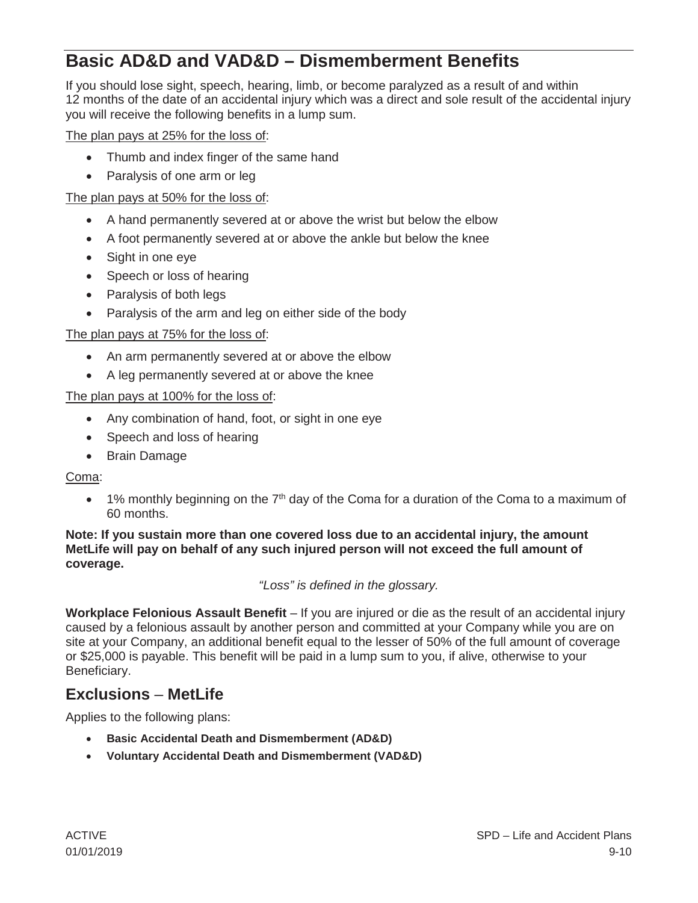## Basic AD&D and VAD&D – Dismemberment Benefits

If you should lose sight, speech, hearing, limb, or become paralyzed as a result of and within 12 months of the date of an accidental injury which was a direct and sole result of the accidental injury you will receive the following benefits in a lump sum.

<u>The plan pays at 25% for the loss of</u>:

- Thumb and index finger of the same hand
- Paralysis of one arm or leg

<u>The plan pays at 50% for the loss of</u>:

- A hand permanently severed at or above the wrist but below the elbow
- A foot permanently severed at or above the ankle but below the knee
- Sight in one eye
- Speech or loss of hearing
- Paralysis of both legs
- Paralysis of the arm and leg on either side of the body

<u>The plan pays at 75% for the loss of</u>:

- An arm permanently severed at or above the elbow
- A leg permanently severed at or above the knee

<u>The plan pays at 100% for the loss of</u>:

- Any combination of hand, foot, or sight in one eye
- Speech and loss of hearing
- Brain Damage

<u>Coma</u>:

- 1% monthly beginning on the 7th day of the Coma for a duration of the Coma to a maximum of 60 months.

**Note: If you sustain more than one covered loss due to an accidental injury, the amount MetLife will pay on behalf of any such injured person will not exceed the full amount of coverage.**

*"Loss" is defined in the glossary.*

**Workplace Felonious Assault Benefit** – If you are injured or die as the result of an accidental injury caused by a felonious assault by another person and committed at your Company while you are on site at your Company, an additional benefit equal to the lesser of 50% of the full amount of coverage or $25,000 is payable. This benefit will be paid in a lump sum to you, if alive, otherwise to your Beneficiary.

## Exclusions – MetLife

Applies to the following plans:

- **Basic Accidental Death and Dismemberment (AD&D)**
- **Voluntary Accidental Death and Dismemberment (VAD&D)**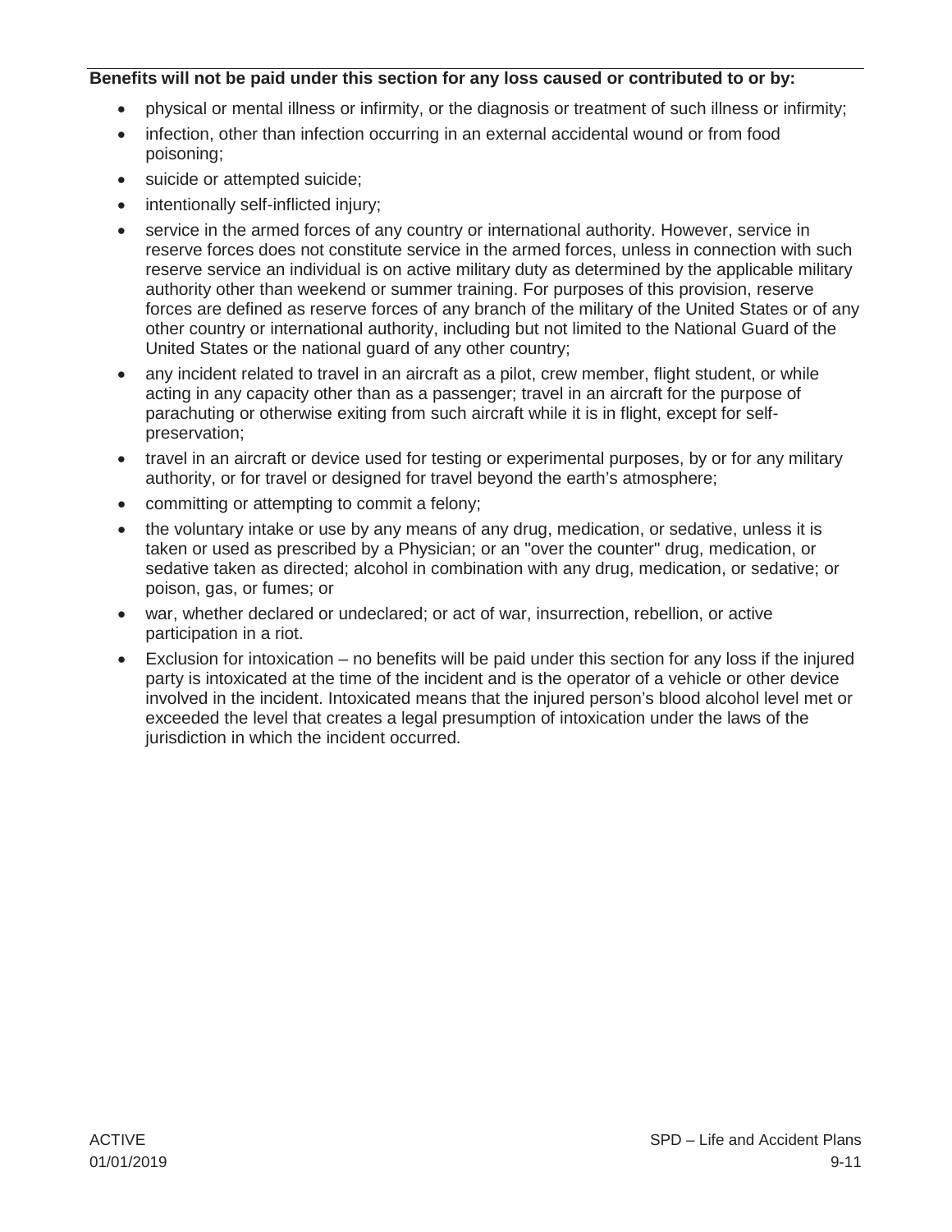**Benefits will not be paid under this section for any loss caused or contributed to or by:**

- physical or mental illness or infirmity, or the diagnosis or treatment of such illness or infirmity;
- infection, other than infection occurring in an external accidental wound or from food poisoning;
- suicide or attempted suicide;
- intentionally self-inflicted injury;
- service in the armed forces of any country or international authority. However, service in reserve forces does not constitute service in the armed forces, unless in connection with such reserve service an individual is on active military duty as determined by the applicable military authority other than weekend or summer training. For purposes of this provision, reserve forces are defined as reserve forces of any branch of the military of the United States or of any other country or international authority, including but not limited to the National Guard of the United States or the national guard of any other country;
- any incident related to travel in an aircraft as a pilot, crew member, flight student, or while acting in any capacity other than as a passenger; travel in an aircraft for the purpose of parachuting or otherwise exiting from such aircraft while it is in flight, except for self-preservation;
- travel in an aircraft or device used for testing or experimental purposes, by or for any military authority, or for travel or designed for travel beyond the earth's atmosphere;
- committing or attempting to commit a felony;
- the voluntary intake or use by any means of any drug, medication, or sedative, unless it is taken or used as prescribed by a Physician; or an "over the counter" drug, medication, or sedative taken as directed; alcohol in combination with any drug, medication, or sedative; or poison, gas, or fumes; or
- war, whether declared or undeclared; or act of war, insurrection, rebellion, or active participation in a riot.
- Exclusion for intoxication – no benefits will be paid under this section for any loss if the injured party is intoxicated at the time of the incident and is the operator of a vehicle or other device involved in the incident. Intoxicated means that the injured person's blood alcohol level met or exceeded the level that creates a legal presumption of intoxication under the laws of the jurisdiction in which the incident occurred.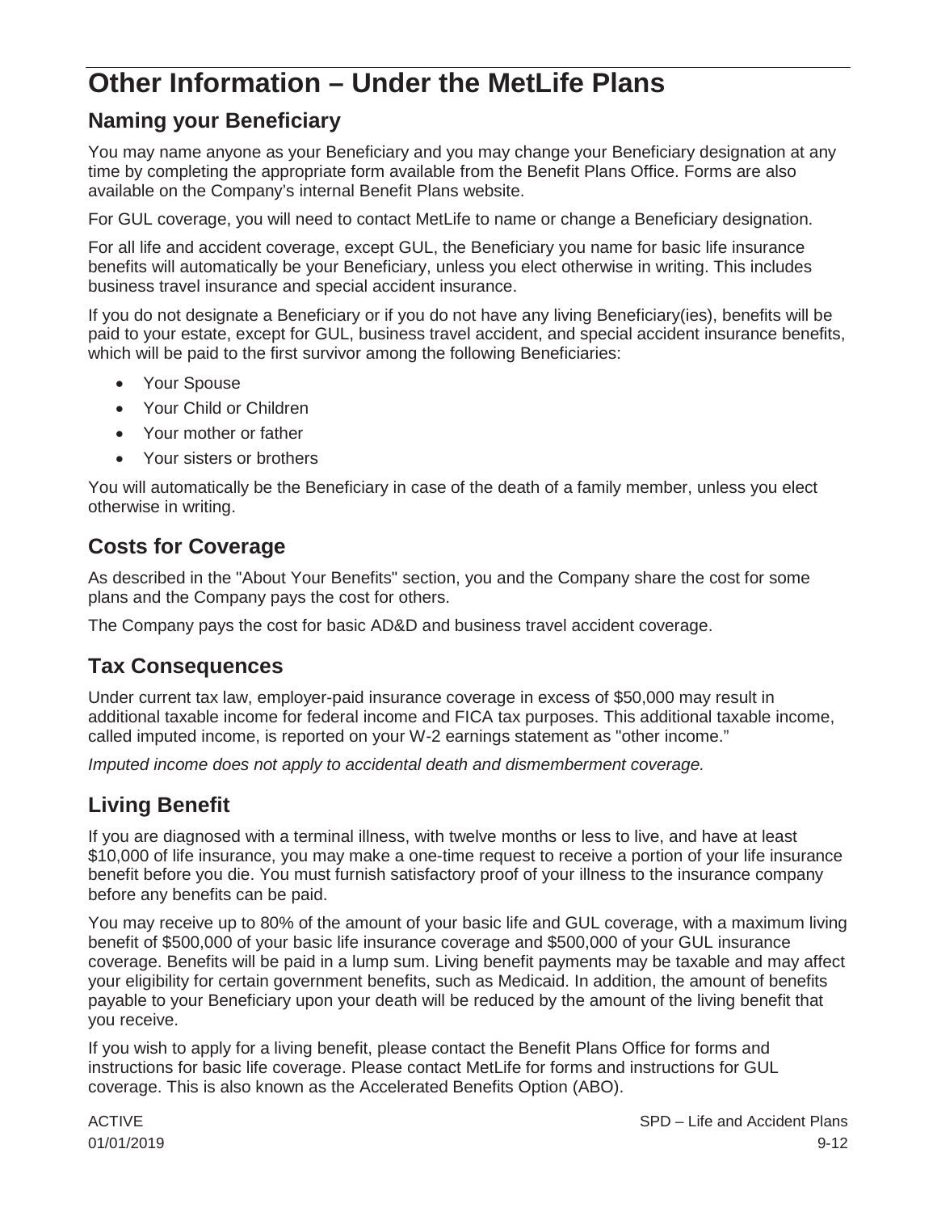# Other Information – Under the MetLife Plans

## Naming your Beneficiary

You may name anyone as your Beneficiary and you may change your Beneficiary designation at any time by completing the appropriate form available from the Benefit Plans Office. Forms are also available on the Company's internal Benefit Plans website.

For GUL coverage, you will need to contact MetLife to name or change a Beneficiary designation.

For all life and accident coverage, except GUL, the Beneficiary you name for basic life insurance benefits will automatically be your Beneficiary, unless you elect otherwise in writing. This includes business travel insurance and special accident insurance.

If you do not designate a Beneficiary or if you do not have any living Beneficiary(ies), benefits will be paid to your estate, except for GUL, business travel accident, and special accident insurance benefits, which will be paid to the first survivor among the following Beneficiaries:

- Your Spouse
- Your Child or Children
- Your mother or father
- Your sisters or brothers

You will automatically be the Beneficiary in case of the death of a family member, unless you elect otherwise in writing.

## Costs for Coverage

As described in the "About Your Benefits" section, you and the Company share the cost for some plans and the Company pays the cost for others.

The Company pays the cost for basic AD&D and business travel accident coverage.

## Tax Consequences

Under current tax law, employer-paid insurance coverage in excess of $50,000 may result in additional taxable income for federal income and FICA tax purposes. This additional taxable income, called imputed income, is reported on your W-2 earnings statement as "other income."

*Imputed income does not apply to accidental death and dismemberment coverage.*

## Living Benefit

If you are diagnosed with a terminal illness, with twelve months or less to live, and have at least $10,000 of life insurance, you may make a one-time request to receive a portion of your life insurance benefit before you die. You must furnish satisfactory proof of your illness to the insurance company before any benefits can be paid.

You may receive up to 80% of the amount of your basic life and GUL coverage, with a maximum living benefit of $500,000 of your basic life insurance coverage and $500,000 of your GUL insurance coverage. Benefits will be paid in a lump sum. Living benefit payments may be taxable and may affect your eligibility for certain government benefits, such as Medicaid. In addition, the amount of benefits payable to your Beneficiary upon your death will be reduced by the amount of the living benefit that you receive.

If you wish to apply for a living benefit, please contact the Benefit Plans Office for forms and instructions for basic life coverage. Please contact MetLife for forms and instructions for GUL coverage. This is also known as the Accelerated Benefits Option (ABO).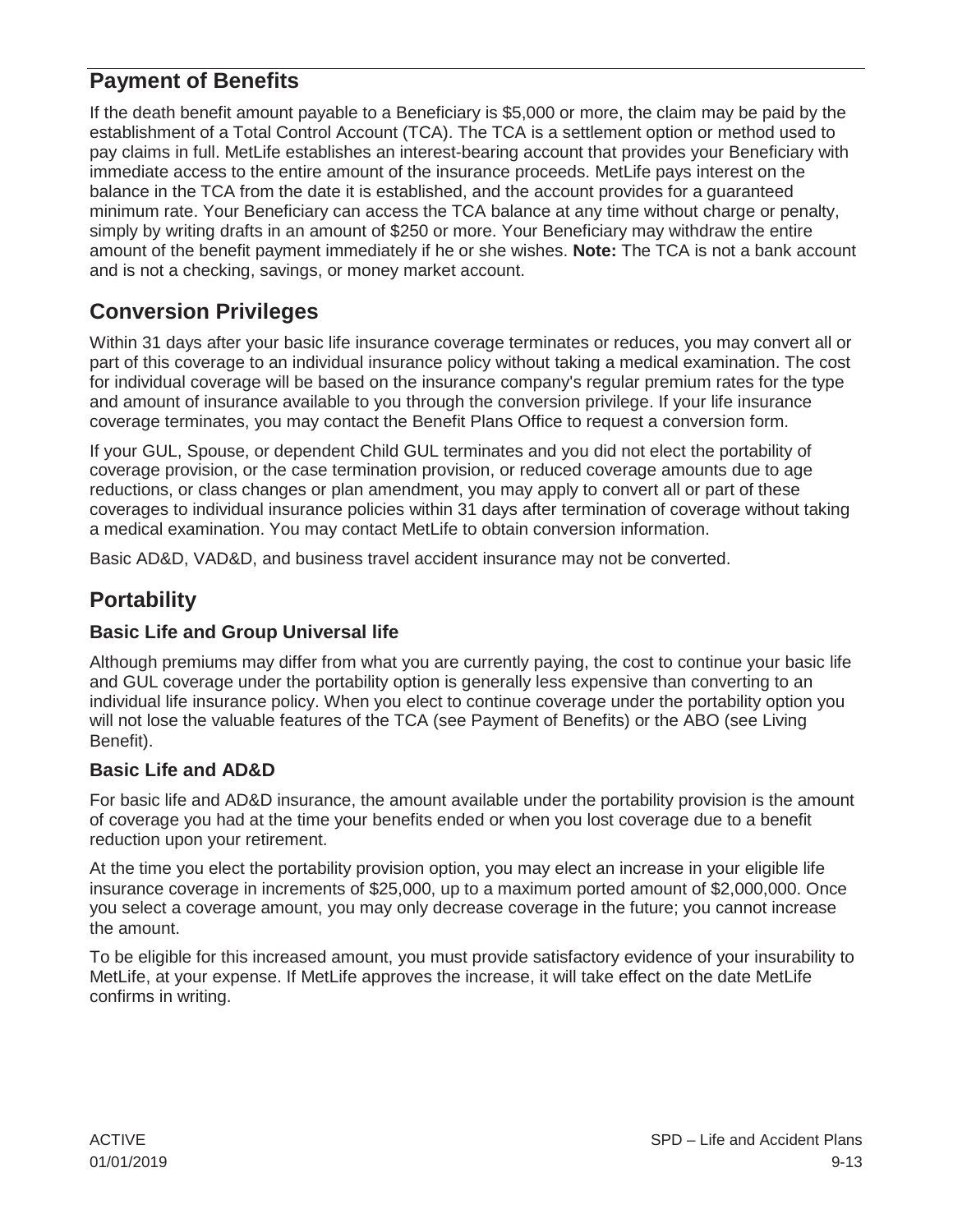## Payment of Benefits

If the death benefit amount payable to a Beneficiary is $5,000 or more, the claim may be paid by the establishment of a Total Control Account (TCA). The TCA is a settlement option or method used to pay claims in full. MetLife establishes an interest-bearing account that provides your Beneficiary with immediate access to the entire amount of the insurance proceeds. MetLife pays interest on the balance in the TCA from the date it is established, and the account provides for a guaranteed minimum rate. Your Beneficiary can access the TCA balance at any time without charge or penalty, simply by writing drafts in an amount of $250 or more. Your Beneficiary may withdraw the entire amount of the benefit payment immediately if he or she wishes. **Note:** The TCA is not a bank account and is not a checking, savings, or money market account.

## Conversion Privileges

Within 31 days after your basic life insurance coverage terminates or reduces, you may convert all or part of this coverage to an individual insurance policy without taking a medical examination. The cost for individual coverage will be based on the insurance company's regular premium rates for the type and amount of insurance available to you through the conversion privilege. If your life insurance coverage terminates, you may contact the Benefit Plans Office to request a conversion form.

If your GUL, Spouse, or dependent Child GUL terminates and you did not elect the portability of coverage provision, or the case termination provision, or reduced coverage amounts due to age reductions, or class changes or plan amendment, you may apply to convert all or part of these coverages to individual insurance policies within 31 days after termination of coverage without taking a medical examination. You may contact MetLife to obtain conversion information.

Basic AD&D, VAD&D, and business travel accident insurance may not be converted.

## Portability

### Basic Life and Group Universal life

Although premiums may differ from what you are currently paying, the cost to continue your basic life and GUL coverage under the portability option is generally less expensive than converting to an individual life insurance policy. When you elect to continue coverage under the portability option you will not lose the valuable features of the TCA (see Payment of Benefits) or the ABO (see Living Benefit).

### Basic Life and AD&D

For basic life and AD&D insurance, the amount available under the portability provision is the amount of coverage you had at the time your benefits ended or when you lost coverage due to a benefit reduction upon your retirement.

At the time you elect the portability provision option, you may elect an increase in your eligible life insurance coverage in increments of $25,000, up to a maximum ported amount of $2,000,000. Once you select a coverage amount, you may only decrease coverage in the future; you cannot increase the amount.

To be eligible for this increased amount, you must provide satisfactory evidence of your insurability to MetLife, at your expense. If MetLife approves the increase, it will take effect on the date MetLife confirms in writing.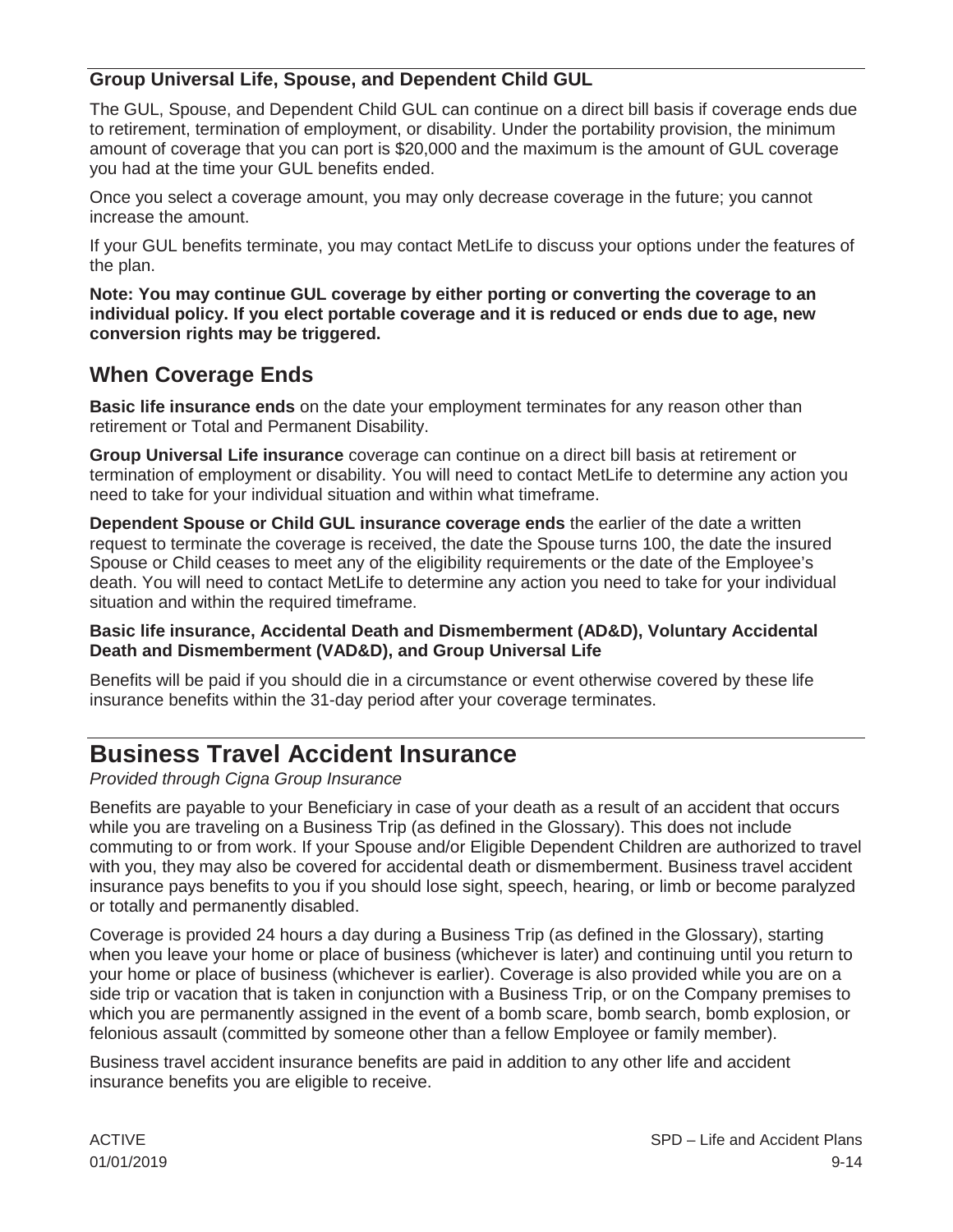### Group Universal Life, Spouse, and Dependent Child GUL

The GUL, Spouse, and Dependent Child GUL can continue on a direct bill basis if coverage ends due to retirement, termination of employment, or disability. Under the portability provision, the minimum amount of coverage that you can port is $20,000 and the maximum is the amount of GUL coverage you had at the time your GUL benefits ended.

Once you select a coverage amount, you may only decrease coverage in the future; you cannot increase the amount.

If your GUL benefits terminate, you may contact MetLife to discuss your options under the features of the plan.

**Note: You may continue GUL coverage by either porting or converting the coverage to an individual policy. If you elect portable coverage and it is reduced or ends due to age, new conversion rights may be triggered.**

## When Coverage Ends

**Basic life insurance ends** on the date your employment terminates for any reason other than retirement or Total and Permanent Disability.

**Group Universal Life insurance** coverage can continue on a direct bill basis at retirement or termination of employment or disability. You will need to contact MetLife to determine any action you need to take for your individual situation and within what timeframe.

**Dependent Spouse or Child GUL insurance coverage ends** the earlier of the date a written request to terminate the coverage is received, the date the Spouse turns 100, the date the insured Spouse or Child ceases to meet any of the eligibility requirements or the date of the Employee's death. You will need to contact MetLife to determine any action you need to take for your individual situation and within the required timeframe.

**Basic life insurance, Accidental Death and Dismemberment (AD&D), Voluntary Accidental Death and Dismemberment (VAD&D), and Group Universal Life**

Benefits will be paid if you should die in a circumstance or event otherwise covered by these life insurance benefits within the 31-day period after your coverage terminates.

# Business Travel Accident Insurance

*Provided through Cigna Group Insurance*

Benefits are payable to your Beneficiary in case of your death as a result of an accident that occurs while you are traveling on a Business Trip (as defined in the Glossary). This does not include commuting to or from work. If your Spouse and/or Eligible Dependent Children are authorized to travel with you, they may also be covered for accidental death or dismemberment. Business travel accident insurance pays benefits to you if you should lose sight, speech, hearing, or limb or become paralyzed or totally and permanently disabled.

Coverage is provided 24 hours a day during a Business Trip (as defined in the Glossary), starting when you leave your home or place of business (whichever is later) and continuing until you return to your home or place of business (whichever is earlier). Coverage is also provided while you are on a side trip or vacation that is taken in conjunction with a Business Trip, or on the Company premises to which you are permanently assigned in the event of a bomb scare, bomb search, bomb explosion, or felonious assault (committed by someone other than a fellow Employee or family member).

Business travel accident insurance benefits are paid in addition to any other life and accident insurance benefits you are eligible to receive.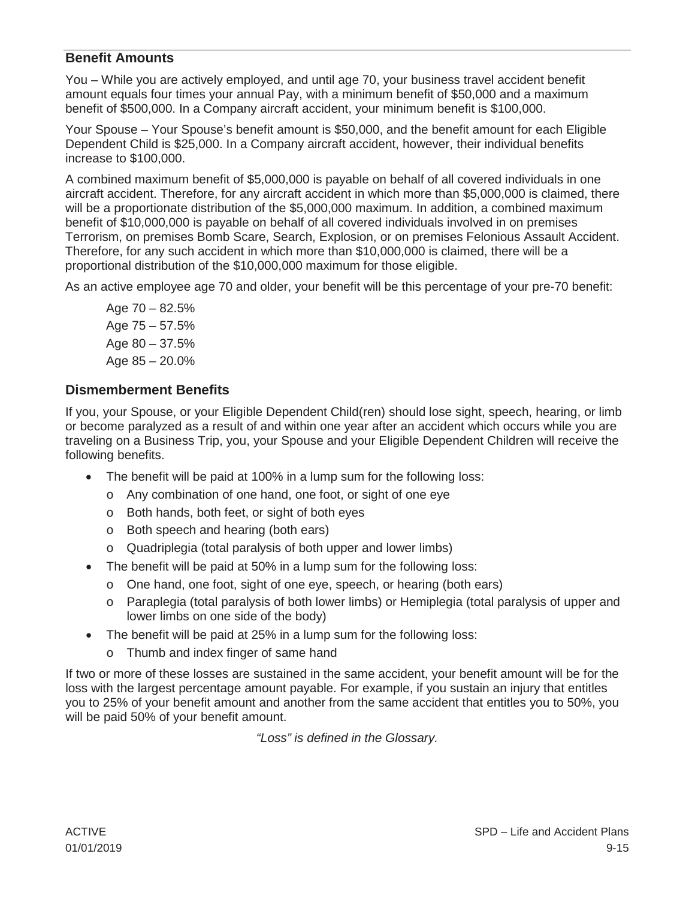## Benefit Amounts

You – While you are actively employed, and until age 70, your business travel accident benefit amount equals four times your annual Pay, with a minimum benefit of $50,000 and a maximum benefit of $500,000. In a Company aircraft accident, your minimum benefit is $100,000.

Your Spouse – Your Spouse's benefit amount is $50,000, and the benefit amount for each Eligible Dependent Child is $25,000. In a Company aircraft accident, however, their individual benefits increase to $100,000.

A combined maximum benefit of $5,000,000 is payable on behalf of all covered individuals in one aircraft accident. Therefore, for any aircraft accident in which more than $5,000,000 is claimed, there will be a proportionate distribution of the $5,000,000 maximum. In addition, a combined maximum benefit of $10,000,000 is payable on behalf of all covered individuals involved in on premises Terrorism, on premises Bomb Scare, Search, Explosion, or on premises Felonious Assault Accident. Therefore, for any such accident in which more than $10,000,000 is claimed, there will be a proportional distribution of the $10,000,000 maximum for those eligible.

As an active employee age 70 and older, your benefit will be this percentage of your pre-70 benefit:

Age 70 – 82.5%
Age 75 – 57.5%
Age 80 – 37.5%
Age 85 – 20.0%

## Dismemberment Benefits

If you, your Spouse, or your Eligible Dependent Child(ren) should lose sight, speech, hearing, or limb or become paralyzed as a result of and within one year after an accident which occurs while you are traveling on a Business Trip, you, your Spouse and your Eligible Dependent Children will receive the following benefits.

- The benefit will be paid at 100% in a lump sum for the following loss:
  - Any combination of one hand, one foot, or sight of one eye
  - Both hands, both feet, or sight of both eyes
  - Both speech and hearing (both ears)
  - Quadriplegia (total paralysis of both upper and lower limbs)
- The benefit will be paid at 50% in a lump sum for the following loss:
  - One hand, one foot, sight of one eye, speech, or hearing (both ears)
  - Paraplegia (total paralysis of both lower limbs) or Hemiplegia (total paralysis of upper and lower limbs on one side of the body)
- The benefit will be paid at 25% in a lump sum for the following loss:
  - Thumb and index finger of same hand

If two or more of these losses are sustained in the same accident, your benefit amount will be for the loss with the largest percentage amount payable. For example, if you sustain an injury that entitles you to 25% of your benefit amount and another from the same accident that entitles you to 50%, you will be paid 50% of your benefit amount.

*"Loss" is defined in the Glossary.*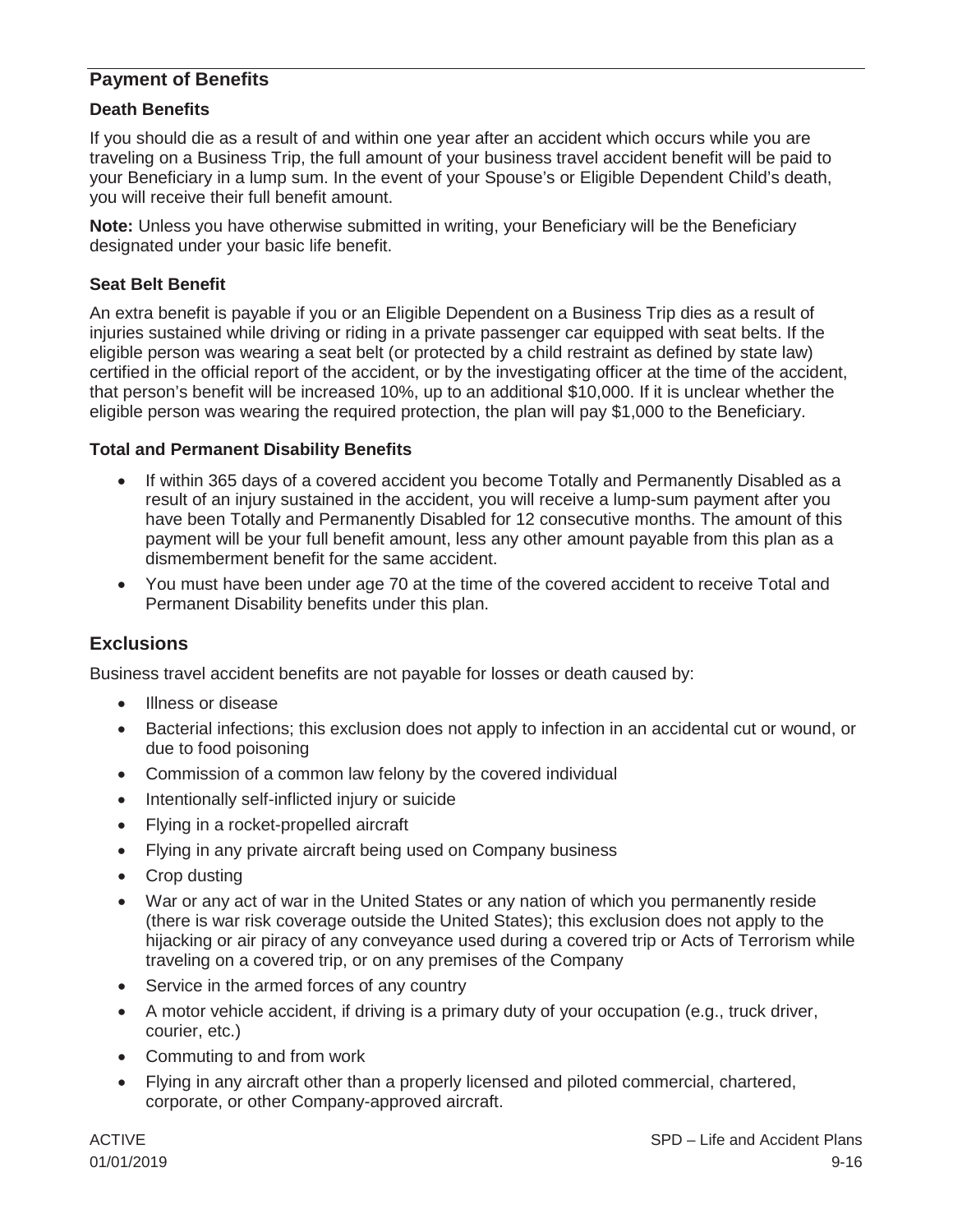## Payment of Benefits

### Death Benefits

If you should die as a result of and within one year after an accident which occurs while you are traveling on a Business Trip, the full amount of your business travel accident benefit will be paid to your Beneficiary in a lump sum. In the event of your Spouse's or Eligible Dependent Child's death, you will receive their full benefit amount.

**Note:** Unless you have otherwise submitted in writing, your Beneficiary will be the Beneficiary designated under your basic life benefit.

### Seat Belt Benefit

An extra benefit is payable if you or an Eligible Dependent on a Business Trip dies as a result of injuries sustained while driving or riding in a private passenger car equipped with seat belts. If the eligible person was wearing a seat belt (or protected by a child restraint as defined by state law) certified in the official report of the accident, or by the investigating officer at the time of the accident, that person's benefit will be increased 10%, up to an additional $10,000. If it is unclear whether the eligible person was wearing the required protection, the plan will pay $1,000 to the Beneficiary.

### Total and Permanent Disability Benefits

- If within 365 days of a covered accident you become Totally and Permanently Disabled as a result of an injury sustained in the accident, you will receive a lump-sum payment after you have been Totally and Permanently Disabled for 12 consecutive months. The amount of this payment will be your full benefit amount, less any other amount payable from this plan as a dismemberment benefit for the same accident.
- You must have been under age 70 at the time of the covered accident to receive Total and Permanent Disability benefits under this plan.

## Exclusions

Business travel accident benefits are not payable for losses or death caused by:

- Illness or disease
- Bacterial infections; this exclusion does not apply to infection in an accidental cut or wound, or due to food poisoning
- Commission of a common law felony by the covered individual
- Intentionally self-inflicted injury or suicide
- Flying in a rocket-propelled aircraft
- Flying in any private aircraft being used on Company business
- Crop dusting
- War or any act of war in the United States or any nation of which you permanently reside (there is war risk coverage outside the United States); this exclusion does not apply to the hijacking or air piracy of any conveyance used during a covered trip or Acts of Terrorism while traveling on a covered trip, or on any premises of the Company
- Service in the armed forces of any country
- A motor vehicle accident, if driving is a primary duty of your occupation (e.g., truck driver, courier, etc.)
- Commuting to and from work
- Flying in any aircraft other than a properly licensed and piloted commercial, chartered, corporate, or other Company-approved aircraft.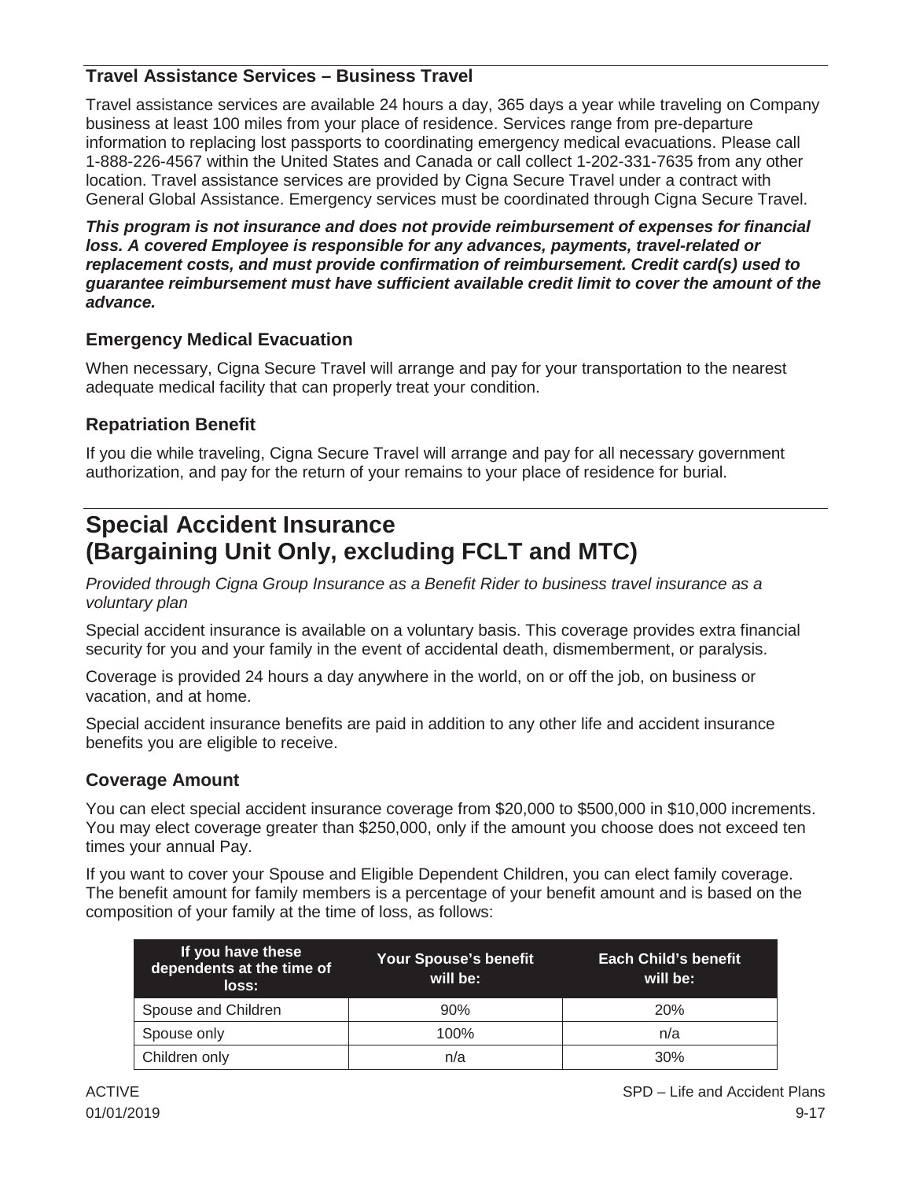### Travel Assistance Services – Business Travel

Travel assistance services are available 24 hours a day, 365 days a year while traveling on Company business at least 100 miles from your place of residence. Services range from pre-departure information to replacing lost passports to coordinating emergency medical evacuations. Please call 1-888-226-4567 within the United States and Canada or call collect 1-202-331-7635 from any other location. Travel assistance services are provided by Cigna Secure Travel under a contract with General Global Assistance. Emergency services must be coordinated through Cigna Secure Travel.

***This program is not insurance and does not provide reimbursement of expenses for financial loss. A covered Employee is responsible for any advances, payments, travel-related or replacement costs, and must provide confirmation of reimbursement. Credit card(s) used to guarantee reimbursement must have sufficient available credit limit to cover the amount of the advance.***

### Emergency Medical Evacuation

When necessary, Cigna Secure Travel will arrange and pay for your transportation to the nearest adequate medical facility that can properly treat your condition.

### Repatriation Benefit

If you die while traveling, Cigna Secure Travel will arrange and pay for all necessary government authorization, and pay for the return of your remains to your place of residence for burial.

## Special Accident Insurance (Bargaining Unit Only, excluding FCLT and MTC)

*Provided through Cigna Group Insurance as a Benefit Rider to business travel insurance as a voluntary plan*

Special accident insurance is available on a voluntary basis. This coverage provides extra financial security for you and your family in the event of accidental death, dismemberment, or paralysis.

Coverage is provided 24 hours a day anywhere in the world, on or off the job, on business or vacation, and at home.

Special accident insurance benefits are paid in addition to any other life and accident insurance benefits you are eligible to receive.

### Coverage Amount

You can elect special accident insurance coverage from $20,000 to $500,000 in $10,000 increments. You may elect coverage greater than $250,000, only if the amount you choose does not exceed ten times your annual Pay.

If you want to cover your Spouse and Eligible Dependent Children, you can elect family coverage. The benefit amount for family members is a percentage of your benefit amount and is based on the composition of your family at the time of loss, as follows:

| If you have these dependents at the time of loss: | Your Spouse's benefit will be: | Each Child's benefit will be: |
|---|---|---|
| Spouse and Children | 90% | 20% |
| Spouse only | 100% | n/a |
| Children only | n/a | 30% |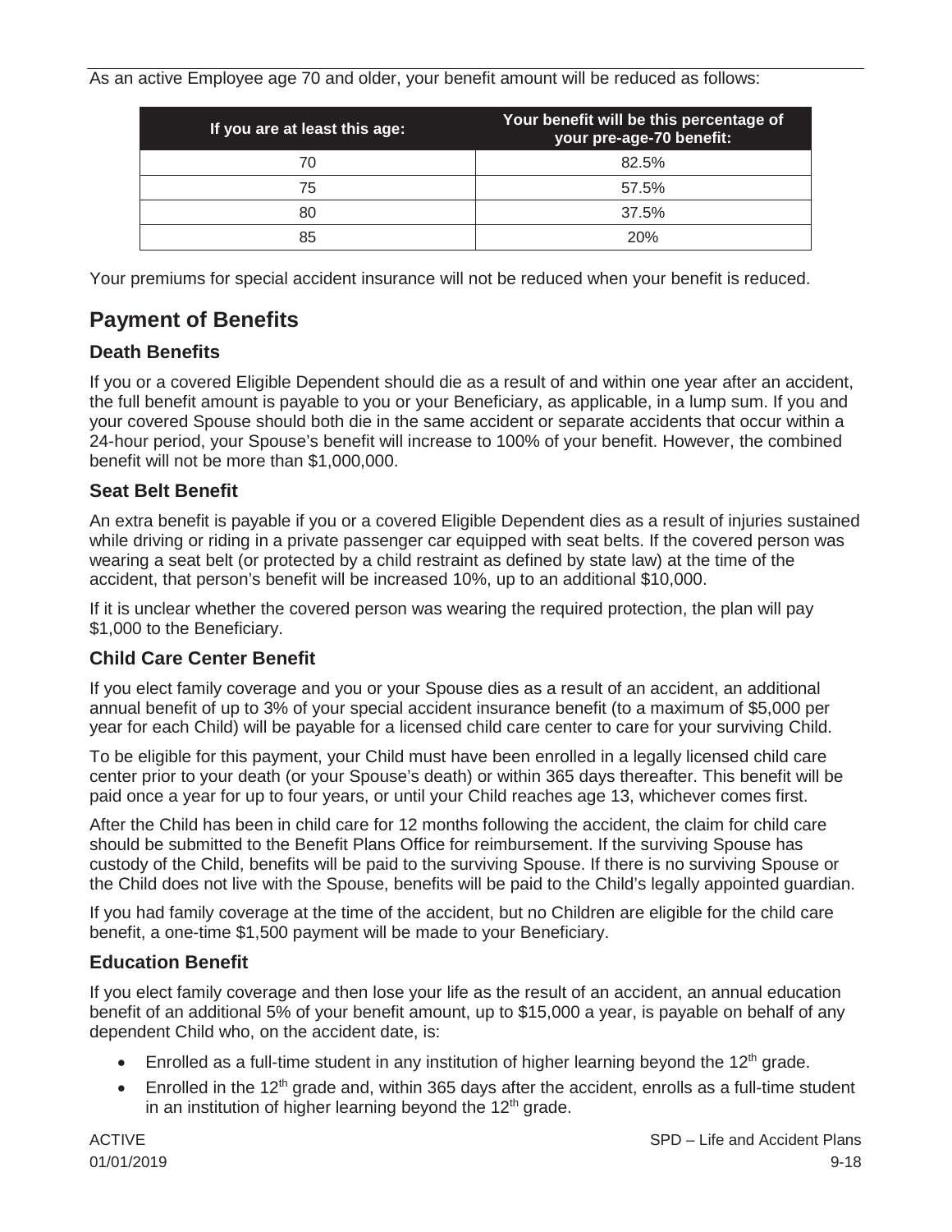As an active Employee age 70 and older, your benefit amount will be reduced as follows:

| If you are at least this age: | Your benefit will be this percentage of your pre-age-70 benefit: |
|---|---|
| 70 | 82.5% |
| 75 | 57.5% |
| 80 | 37.5% |
| 85 | 20% |

Your premiums for special accident insurance will not be reduced when your benefit is reduced.

## Payment of Benefits

### Death Benefits

If you or a covered Eligible Dependent should die as a result of and within one year after an accident, the full benefit amount is payable to you or your Beneficiary, as applicable, in a lump sum. If you and your covered Spouse should both die in the same accident or separate accidents that occur within a 24-hour period, your Spouse's benefit will increase to 100% of your benefit. However, the combined benefit will not be more than $1,000,000.

### Seat Belt Benefit

An extra benefit is payable if you or a covered Eligible Dependent dies as a result of injuries sustained while driving or riding in a private passenger car equipped with seat belts. If the covered person was wearing a seat belt (or protected by a child restraint as defined by state law) at the time of the accident, that person's benefit will be increased 10%, up to an additional $10,000.

If it is unclear whether the covered person was wearing the required protection, the plan will pay $1,000 to the Beneficiary.

### Child Care Center Benefit

If you elect family coverage and you or your Spouse dies as a result of an accident, an additional annual benefit of up to 3% of your special accident insurance benefit (to a maximum of $5,000 per year for each Child) will be payable for a licensed child care center to care for your surviving Child.

To be eligible for this payment, your Child must have been enrolled in a legally licensed child care center prior to your death (or your Spouse's death) or within 365 days thereafter. This benefit will be paid once a year for up to four years, or until your Child reaches age 13, whichever comes first.

After the Child has been in child care for 12 months following the accident, the claim for child care should be submitted to the Benefit Plans Office for reimbursement. If the surviving Spouse has custody of the Child, benefits will be paid to the surviving Spouse. If there is no surviving Spouse or the Child does not live with the Spouse, benefits will be paid to the Child's legally appointed guardian.

If you had family coverage at the time of the accident, but no Children are eligible for the child care benefit, a one-time $1,500 payment will be made to your Beneficiary.

### Education Benefit

If you elect family coverage and then lose your life as the result of an accident, an annual education benefit of an additional 5% of your benefit amount, up to $15,000 a year, is payable on behalf of any dependent Child who, on the accident date, is:

- Enrolled as a full-time student in any institution of higher learning beyond the 12th grade.
- Enrolled in the 12th grade and, within 365 days after the accident, enrolls as a full-time student in an institution of higher learning beyond the 12th grade.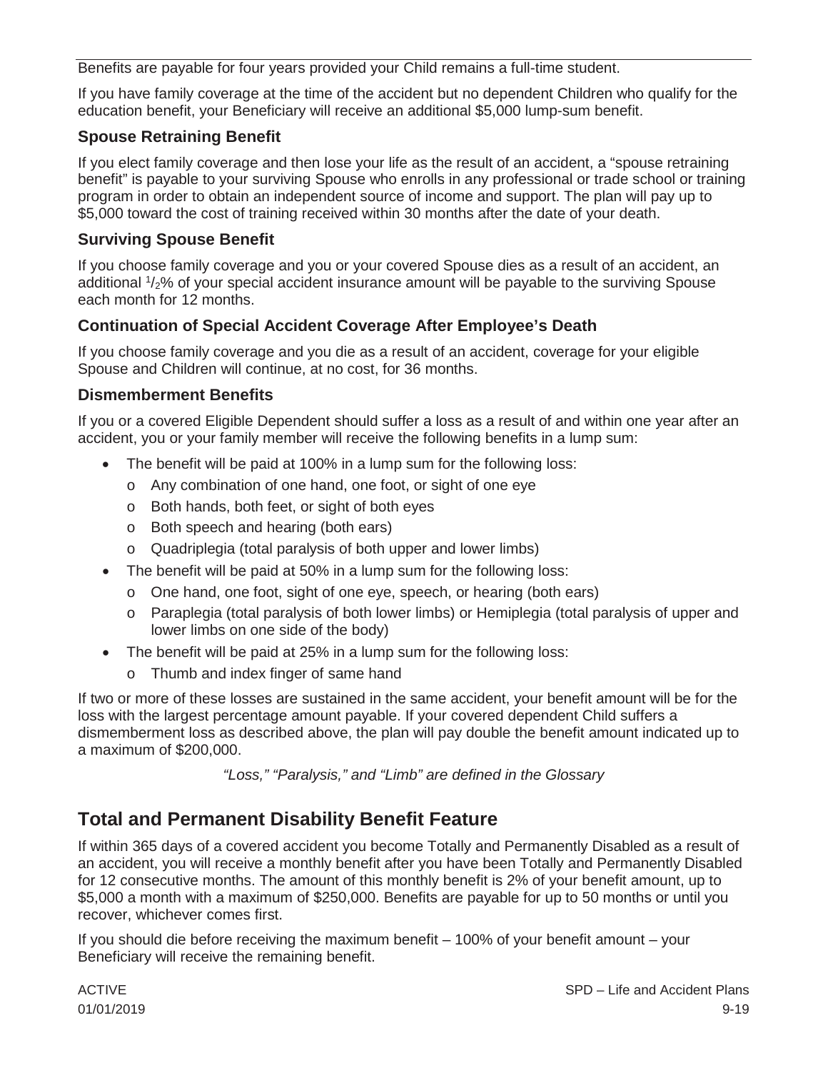Benefits are payable for four years provided your Child remains a full-time student.

If you have family coverage at the time of the accident but no dependent Children who qualify for the education benefit, your Beneficiary will receive an additional $5,000 lump-sum benefit.

### Spouse Retraining Benefit

If you elect family coverage and then lose your life as the result of an accident, a "spouse retraining benefit" is payable to your surviving Spouse who enrolls in any professional or trade school or training program in order to obtain an independent source of income and support. The plan will pay up to $5,000 toward the cost of training received within 30 months after the date of your death.

### Surviving Spouse Benefit

If you choose family coverage and you or your covered Spouse dies as a result of an accident, an additional $^{1}/_{2}$% of your special accident insurance amount will be payable to the surviving Spouse each month for 12 months.

### Continuation of Special Accident Coverage After Employee's Death

If you choose family coverage and you die as a result of an accident, coverage for your eligible Spouse and Children will continue, at no cost, for 36 months.

### Dismemberment Benefits

If you or a covered Eligible Dependent should suffer a loss as a result of and within one year after an accident, you or your family member will receive the following benefits in a lump sum:

- The benefit will be paid at 100% in a lump sum for the following loss:
  - Any combination of one hand, one foot, or sight of one eye
  - Both hands, both feet, or sight of both eyes
  - Both speech and hearing (both ears)
  - Quadriplegia (total paralysis of both upper and lower limbs)
- The benefit will be paid at 50% in a lump sum for the following loss:
  - One hand, one foot, sight of one eye, speech, or hearing (both ears)
  - Paraplegia (total paralysis of both lower limbs) or Hemiplegia (total paralysis of upper and lower limbs on one side of the body)
- The benefit will be paid at 25% in a lump sum for the following loss:
  - Thumb and index finger of same hand

If two or more of these losses are sustained in the same accident, your benefit amount will be for the loss with the largest percentage amount payable. If your covered dependent Child suffers a dismemberment loss as described above, the plan will pay double the benefit amount indicated up to a maximum of $200,000.

*"Loss," "Paralysis," and "Limb" are defined in the Glossary*

## Total and Permanent Disability Benefit Feature

If within 365 days of a covered accident you become Totally and Permanently Disabled as a result of an accident, you will receive a monthly benefit after you have been Totally and Permanently Disabled for 12 consecutive months. The amount of this monthly benefit is 2% of your benefit amount, up to $5,000 a month with a maximum of $250,000. Benefits are payable for up to 50 months or until you recover, whichever comes first.

If you should die before receiving the maximum benefit – 100% of your benefit amount – your Beneficiary will receive the remaining benefit.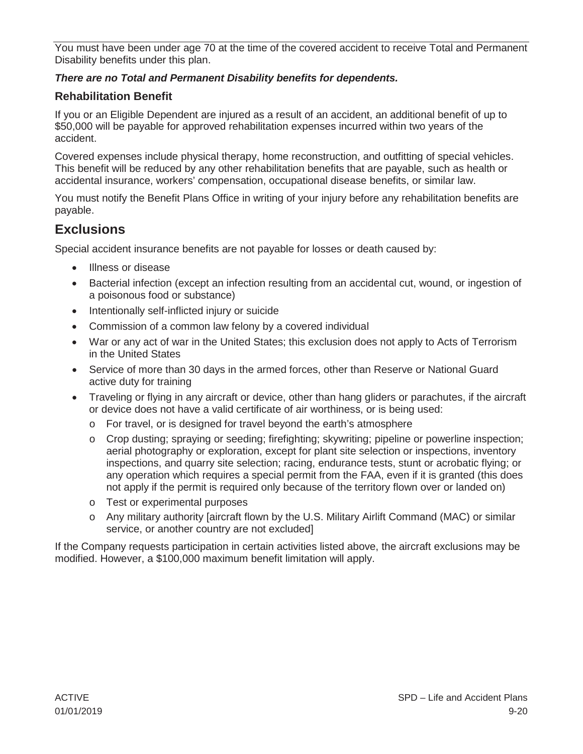You must have been under age 70 at the time of the covered accident to receive Total and Permanent Disability benefits under this plan.

***There are no Total and Permanent Disability benefits for dependents.***

### Rehabilitation Benefit

If you or an Eligible Dependent are injured as a result of an accident, an additional benefit of up to $50,000 will be payable for approved rehabilitation expenses incurred within two years of the accident.

Covered expenses include physical therapy, home reconstruction, and outfitting of special vehicles. This benefit will be reduced by any other rehabilitation benefits that are payable, such as health or accidental insurance, workers' compensation, occupational disease benefits, or similar law.

You must notify the Benefit Plans Office in writing of your injury before any rehabilitation benefits are payable.

## Exclusions

Special accident insurance benefits are not payable for losses or death caused by:

- Illness or disease
- Bacterial infection (except an infection resulting from an accidental cut, wound, or ingestion of a poisonous food or substance)
- Intentionally self-inflicted injury or suicide
- Commission of a common law felony by a covered individual
- War or any act of war in the United States; this exclusion does not apply to Acts of Terrorism in the United States
- Service of more than 30 days in the armed forces, other than Reserve or National Guard active duty for training
- Traveling or flying in any aircraft or device, other than hang gliders or parachutes, if the aircraft or device does not have a valid certificate of air worthiness, or is being used:
  - For travel, or is designed for travel beyond the earth's atmosphere
  - Crop dusting; spraying or seeding; firefighting; skywriting; pipeline or powerline inspection; aerial photography or exploration, except for plant site selection or inspections, inventory inspections, and quarry site selection; racing, endurance tests, stunt or acrobatic flying; or any operation which requires a special permit from the FAA, even if it is granted (this does not apply if the permit is required only because of the territory flown over or landed on)
  - Test or experimental purposes
  - Any military authority [aircraft flown by the U.S. Military Airlift Command (MAC) or similar service, or another country are not excluded]

If the Company requests participation in certain activities listed above, the aircraft exclusions may be modified. However, a $100,000 maximum benefit limitation will apply.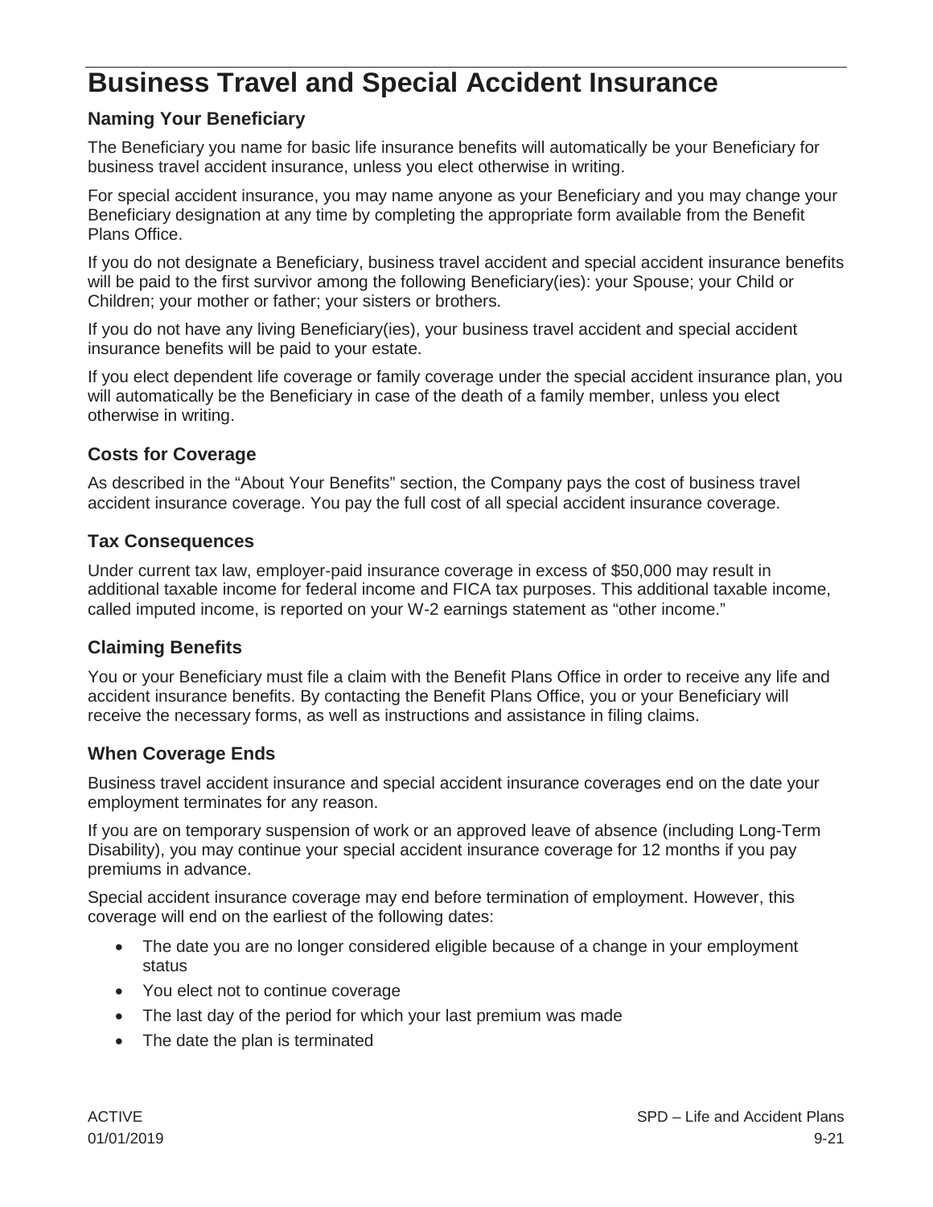# Business Travel and Special Accident Insurance

## Naming Your Beneficiary

The Beneficiary you name for basic life insurance benefits will automatically be your Beneficiary for business travel accident insurance, unless you elect otherwise in writing.

For special accident insurance, you may name anyone as your Beneficiary and you may change your Beneficiary designation at any time by completing the appropriate form available from the Benefit Plans Office.

If you do not designate a Beneficiary, business travel accident and special accident insurance benefits will be paid to the first survivor among the following Beneficiary(ies): your Spouse; your Child or Children; your mother or father; your sisters or brothers.

If you do not have any living Beneficiary(ies), your business travel accident and special accident insurance benefits will be paid to your estate.

If you elect dependent life coverage or family coverage under the special accident insurance plan, you will automatically be the Beneficiary in case of the death of a family member, unless you elect otherwise in writing.

## Costs for Coverage

As described in the "About Your Benefits" section, the Company pays the cost of business travel accident insurance coverage. You pay the full cost of all special accident insurance coverage.

## Tax Consequences

Under current tax law, employer-paid insurance coverage in excess of $50,000 may result in additional taxable income for federal income and FICA tax purposes. This additional taxable income, called imputed income, is reported on your W-2 earnings statement as "other income."

## Claiming Benefits

You or your Beneficiary must file a claim with the Benefit Plans Office in order to receive any life and accident insurance benefits. By contacting the Benefit Plans Office, you or your Beneficiary will receive the necessary forms, as well as instructions and assistance in filing claims.

## When Coverage Ends

Business travel accident insurance and special accident insurance coverages end on the date your employment terminates for any reason.

If you are on temporary suspension of work or an approved leave of absence (including Long-Term Disability), you may continue your special accident insurance coverage for 12 months if you pay premiums in advance.

Special accident insurance coverage may end before termination of employment. However, this coverage will end on the earliest of the following dates:

- The date you are no longer considered eligible because of a change in your employment status
- You elect not to continue coverage
- The last day of the period for which your last premium was made
- The date the plan is terminated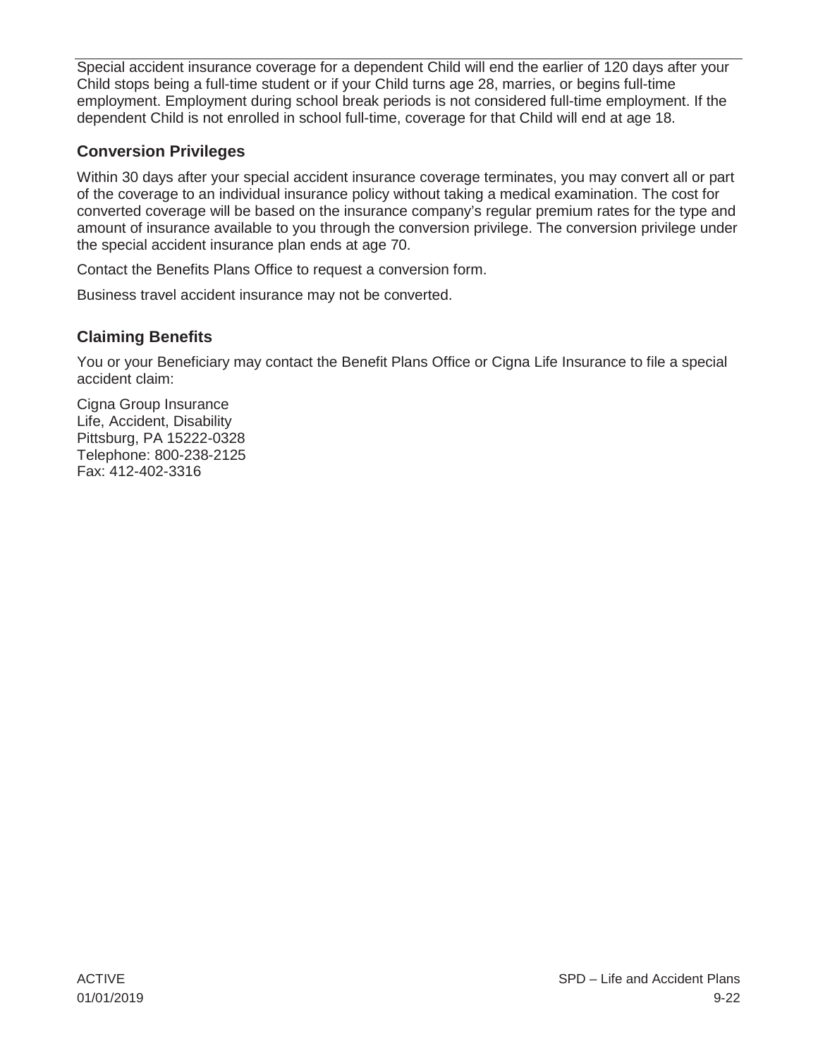Special accident insurance coverage for a dependent Child will end the earlier of 120 days after your Child stops being a full-time student or if your Child turns age 28, marries, or begins full-time employment. Employment during school break periods is not considered full-time employment. If the dependent Child is not enrolled in school full-time, coverage for that Child will end at age 18.

### Conversion Privileges

Within 30 days after your special accident insurance coverage terminates, you may convert all or part of the coverage to an individual insurance policy without taking a medical examination. The cost for converted coverage will be based on the insurance company's regular premium rates for the type and amount of insurance available to you through the conversion privilege. The conversion privilege under the special accident insurance plan ends at age 70.

Contact the Benefits Plans Office to request a conversion form.

Business travel accident insurance may not be converted.

### Claiming Benefits

You or your Beneficiary may contact the Benefit Plans Office or Cigna Life Insurance to file a special accident claim:

Cigna Group Insurance
Life, Accident, Disability
Pittsburg, PA 15222-0328
Telephone: 800-238-2125
Fax: 412-402-3316